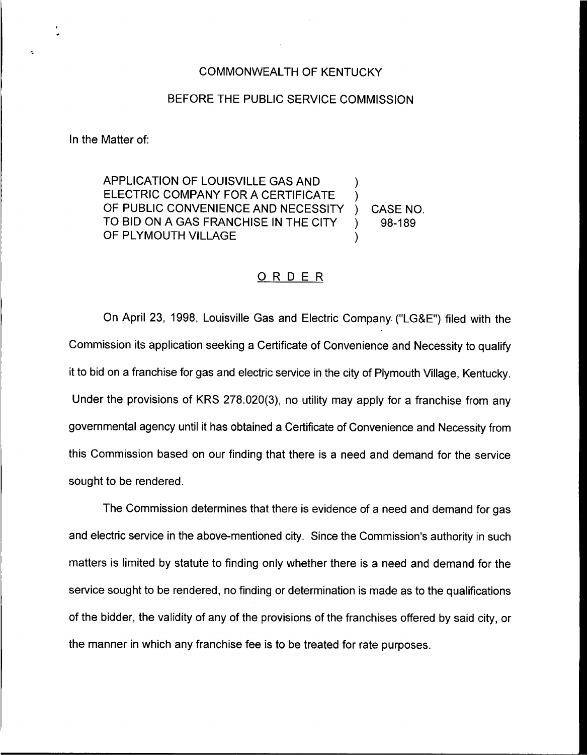COMMONWEALTH OF KENTUCKY

BEFORE THE PUBLIC SERVICE COMMISSION

In the Matter of:

APPLICATION OF LOUISVILLE GAS AND ELECTRIC COMPANY FOR A CERTIFICATE OF PUBLIC CONVENIENCE AND NECESSITY TO BID ON A GAS FRANCHISE IN THE CITY OF PLYMOUTH VILLAGE ) CASE NO. 98-189

## ORDER

On April 23, 1998, Louisville Gas and Electric Company ("LG&E") filed with the Commission its application seeking a Certificate of Convenience and Necessity to qualify it to bid on a franchise for gas and electric service in the city of Plymouth Village, Kentucky. Under the provisions of KRS 278.020(3), no utility may apply for a franchise from any governmental agency until it has obtained a Certificate of Convenience and Necessity from this Commission based on our finding that there is a need and demand for the service sought to be rendered.

The Commission determines that there is evidence of a need and demand for gas and electric service in the above-mentioned city. Since the Commission's authority in such matters is limited by statute to finding only whether there is a need and demand for the service sought to be rendered, no finding or determination is made as to the qualifications of the bidder, the validity of any of the provisions of the franchises offered by said city, or the manner in which any franchise fee is to be treated for rate purposes.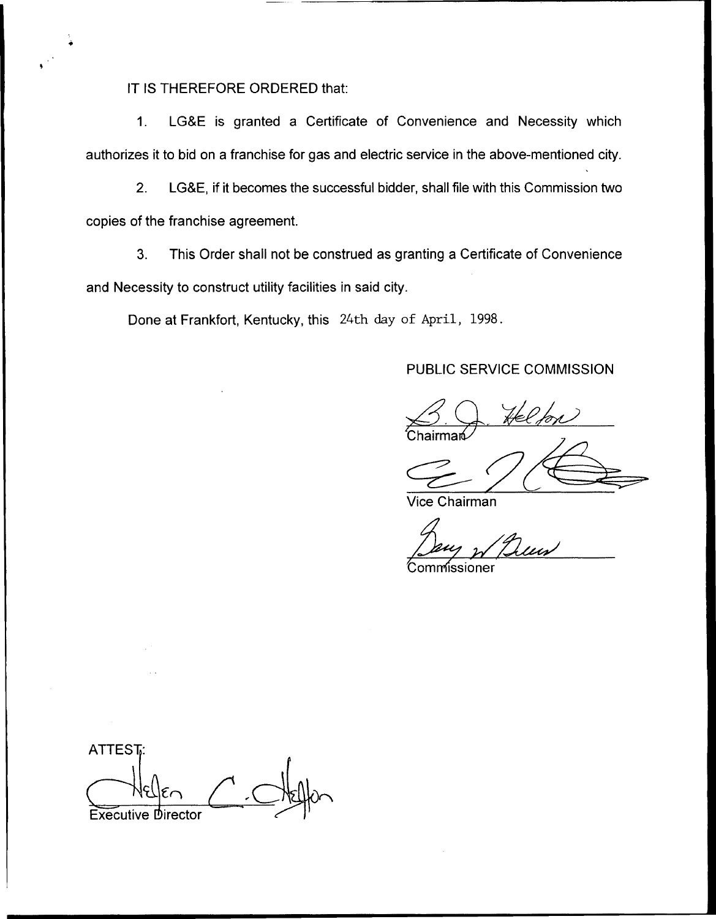IT IS THEREFORE ORDERED that:

1. LG&E is granted a Certificate of Convenience and Necessity which authorizes it to bid on a franchise for gas and electric service in the above-mentioned city.

2. LG&E, if it becomes the successful bidder, shall file with this Commission two copies of the franchise agreement.

3. This Order shall not be construed as granting a Certificate of Convenience and Necessity to construct utility facilities in said city.

Done at Frankfort, Kentucky, this 24th day of April, 1998.

PUBLIC SERVICE COMMISSION

Chairman

Vice Chairman

Commissioner

ATTEST:

Executive Director